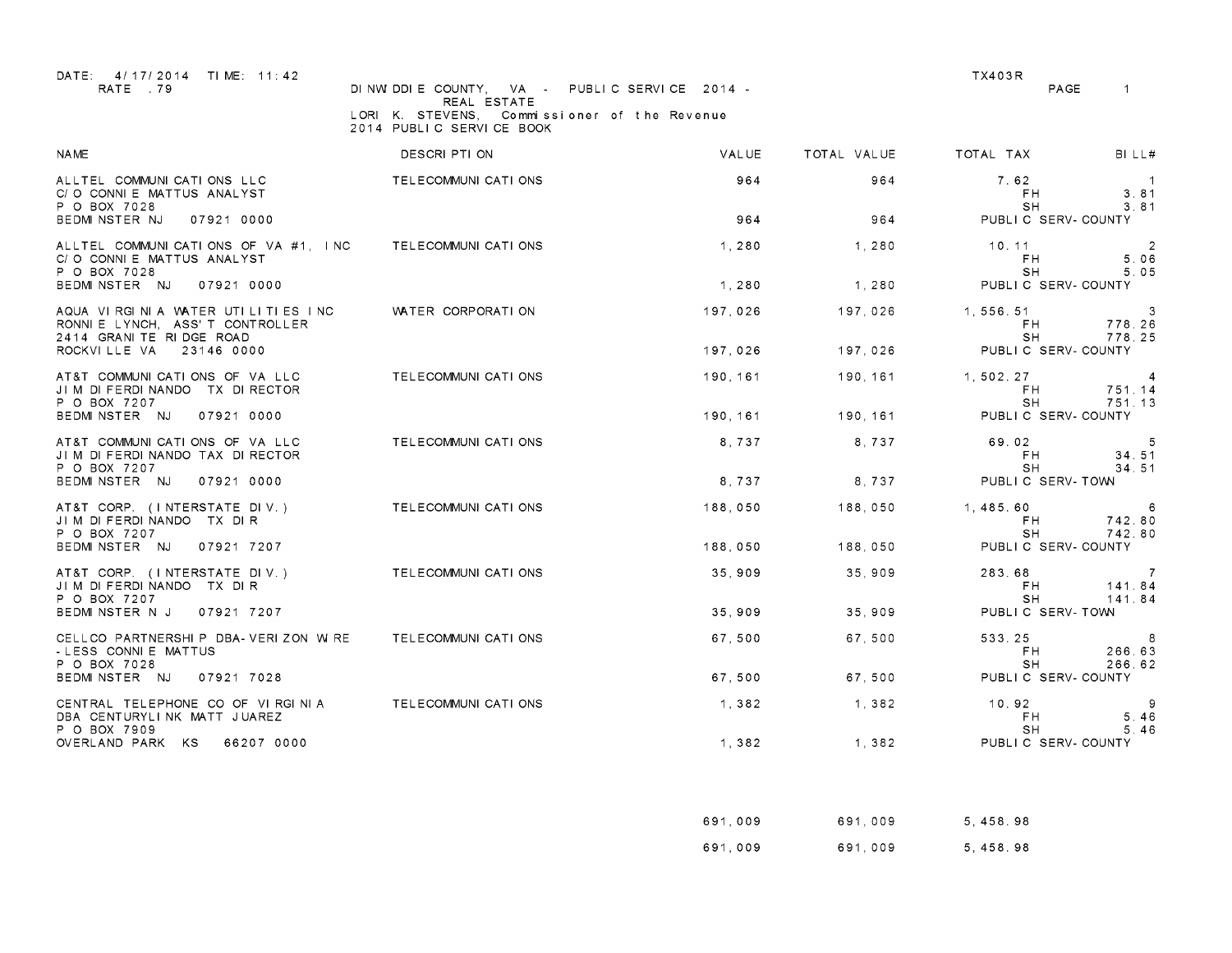DATE: 4/17/2014 TIME: 11:42
RATE .79

DINWIDDIE COUNTY, VA - PUBLIC SERVICE 2014 - REAL ESTATE
LORI K. STEVENS, Commissioner of the Revenue
2014 PUBLIC SERVICE BOOK

TX403R

| NAME | DESCRIPTION | VALUE | TOTAL VALUE | TOTAL TAX | | BILL# |
|---|---|---|---|---|---|---|
| ALLTEL COMMUNICATIONS LLC | TELECOMMUNICATIONS | 964 | 964 | 7.62 | | 1 |
| C/O CONNIE MATTUS ANALYST | | | | | FH | 3.81 |
| P O BOX 7028 | | | | | SH | 3.81 |
| BEDMINSTER NJ 07921 0000 | | 964 | 964 | PUBLIC SERV-COUNTY | | |
| ALLTEL COMMUNICATIONS OF VA #1, INC | TELECOMMUNICATIONS | 1,280 | 1,280 | 10.11 | | 2 |
| C/O CONNIE MATTUS ANALYST | | | | | FH | 5.06 |
| P O BOX 7028 | | | | | SH | 5.05 |
| BEDMINSTER NJ 07921 0000 | | 1,280 | 1,280 | PUBLIC SERV-COUNTY | | |
| AQUA VIRGINIA WATER UTILITIES INC | WATER CORPORATION | 197,026 | 197,026 | 1,556.51 | | 3 |
| RONNIE LYNCH, ASS'T CONTROLLER | | | | | FH | 778.26 |
| 2414 GRANITE RIDGE ROAD | | | | | SH | 778.25 |
| ROCKVILLE VA 23146 0000 | | 197,026 | 197,026 | PUBLIC SERV-COUNTY | | |
| AT&T COMMUNICATIONS OF VA LLC | TELECOMMUNICATIONS | 190,161 | 190,161 | 1,502.27 | | 4 |
| JIM DIFERDINANDO TX DIRECTOR | | | | | FH | 751.14 |
| P O BOX 7207 | | | | | SH | 751.13 |
| BEDMINSTER NJ 07921 0000 | | 190,161 | 190,161 | PUBLIC SERV-COUNTY | | |
| AT&T COMMUNICATIONS OF VA LLC | TELECOMMUNICATIONS | 8,737 | 8,737 | 69.02 | | 5 |
| JIM DIFERDINANDO TAX DIRECTOR | | | | | FH | 34.51 |
| P O BOX 7207 | | | | | SH | 34.51 |
| BEDMINSTER NJ 07921 0000 | | 8,737 | 8,737 | PUBLIC SERV-TOWN | | |
| AT&T CORP. (INTERSTATE DIV.) | TELECOMMUNICATIONS | 188,050 | 188,050 | 1,485.60 | | 6 |
| JIM DIFERDINANDO TX DIR | | | | | FH | 742.80 |
| P O BOX 7207 | | | | | SH | 742.80 |
| BEDMINSTER NJ 07921 7207 | | 188,050 | 188,050 | PUBLIC SERV-COUNTY | | |
| AT&T CORP. (INTERSTATE DIV.) | TELECOMMUNICATIONS | 35,909 | 35,909 | 283.68 | | 7 |
| JIM DIFERDINANDO TX DIR | | | | | FH | 141.84 |
| P O BOX 7207 | | | | | SH | 141.84 |
| BEDMINSTER N J 07921 7207 | | 35,909 | 35,909 | PUBLIC SERV-TOWN | | |
| CELLCO PARTNERSHIP DBA-VERIZON WIRE | TELECOMMUNICATIONS | 67,500 | 67,500 | 533.25 | | 8 |
| -LESS CONNIE MATTUS | | | | | FH | 266.63 |
| P O BOX 7028 | | | | | SH | 266.62 |
| BEDMINSTER NJ 07921 7028 | | 67,500 | 67,500 | PUBLIC SERV-COUNTY | | |
| CENTRAL TELEPHONE CO OF VIRGINIA | TELECOMMUNICATIONS | 1,382 | 1,382 | 10.92 | | 9 |
| DBA CENTURYLINK MATT JUAREZ | | | | | FH | 5.46 |
| P O BOX 7909 | | | | | SH | 5.46 |
| OVERLAND PARK KS 66207 0000 | | 1,382 | 1,382 | PUBLIC SERV-COUNTY | | |
| | | 691,009 | 691,009 | 5,458.98 | | |
| | | 691,009 | 691,009 | 5,458.98 | | |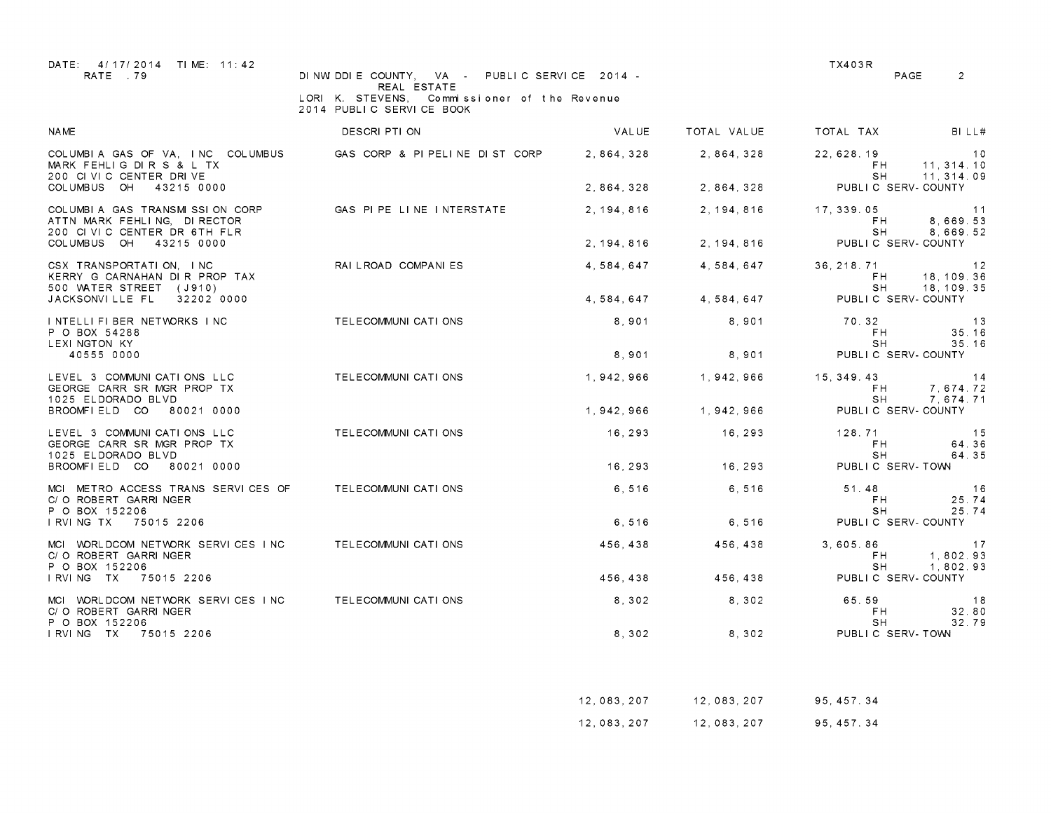DATE: 4/17/2014 TIME: 11:42
RATE .79

DINWIDDIE COUNTY, VA - PUBLIC SERVICE 2014 - REAL ESTATE
LORI K. STEVENS, Commissioner of the Revenue
2014 PUBLIC SERVICE BOOK

TX403R

| NAME | DESCRIPTION | VALUE | TOTAL VALUE | TOTAL TAX | BILL# |
|---|---|---|---|---|---|
| COLUMBIA GAS OF VA, INC COLUMBUS<br>MARK FEHLIG DIR S & L TX<br>200 CIVIC CENTER DRIVE<br>COLUMBUS OH 43215 0000 | GAS CORP & PIPELINE DIST CORP | 2,864,328<br><br><br>2,864,328 | 2,864,328<br><br><br>2,864,328 | 22,628.19<br>FH 11,314.10<br>SH 11,314.09<br>PUBLIC SERV-COUNTY | 10 |
| COLUMBIA GAS TRANSMISSION CORP<br>ATTN MARK FEHLING, DIRECTOR<br>200 CIVIC CENTER DR 6TH FLR<br>COLUMBUS OH 43215 0000 | GAS PIPE LINE INTERSTATE | 2,194,816<br><br><br>2,194,816 | 2,194,816<br><br><br>2,194,816 | 17,339.05<br>FH 8,669.53<br>SH 8,669.52<br>PUBLIC SERV-COUNTY | 11 |
| CSX TRANSPORTATION, INC<br>KERRY G CARNAHAN DIR PROP TAX<br>500 WATER STREET (J910)<br>JACKSONVILLE FL 32202 0000 | RAILROAD COMPANIES | 4,584,647<br><br><br>4,584,647 | 4,584,647<br><br><br>4,584,647 | 36,218.71<br>FH 18,109.36<br>SH 18,109.35<br>PUBLIC SERV-COUNTY | 12 |
| INTELLIFIBER NETWORKS INC<br>P O BOX 54288<br>LEXINGTON KY<br>40555 0000 | TELECOMMUNICATIONS | 8,901<br><br><br>8,901 | 8,901<br><br><br>8,901 | 70.32<br>FH 35.16<br>SH 35.16<br>PUBLIC SERV-COUNTY | 13 |
| LEVEL 3 COMMUNICATIONS LLC<br>GEORGE CARR SR MGR PROP TX<br>1025 ELDORADO BLVD<br>BROOMFIELD CO 80021 0000 | TELECOMMUNICATIONS | 1,942,966<br><br><br>1,942,966 | 1,942,966<br><br><br>1,942,966 | 15,349.43<br>FH 7,674.72<br>SH 7,674.71<br>PUBLIC SERV-COUNTY | 14 |
| LEVEL 3 COMMUNICATIONS LLC<br>GEORGE CARR SR MGR PROP TX<br>1025 ELDORADO BLVD<br>BROOMFIELD CO 80021 0000 | TELECOMMUNICATIONS | 16,293<br><br><br>16,293 | 16,293<br><br><br>16,293 | 128.71<br>FH 64.36<br>SH 64.35<br>PUBLIC SERV-TOWN | 15 |
| MCI METRO ACCESS TRANS SERVICES OF<br>C/O ROBERT GARRINGER<br>P O BOX 152206<br>IRVING TX 75015 2206 | TELECOMMUNICATIONS | 6,516<br><br><br>6,516 | 6,516<br><br><br>6,516 | 51.48<br>FH 25.74<br>SH 25.74<br>PUBLIC SERV-COUNTY | 16 |
| MCI WORLDCOM NETWORK SERVICES INC<br>C/O ROBERT GARRINGER<br>P O BOX 152206<br>IRVING TX 75015 2206 | TELECOMMUNICATIONS | 456,438<br><br><br>456,438 | 456,438<br><br><br>456,438 | 3,605.86<br>FH 1,802.93<br>SH 1,802.93<br>PUBLIC SERV-COUNTY | 17 |
| MCI WORLDCOM NETWORK SERVICES INC<br>C/O ROBERT GARRINGER<br>P O BOX 152206<br>IRVING TX 75015 2206 | TELECOMMUNICATIONS | 8,302<br><br><br>8,302 | 8,302<br><br><br>8,302 | 65.59<br>FH 32.80<br>SH 32.79<br>PUBLIC SERV-TOWN | 18 |
| | | 12,083,207 | 12,083,207 | 95,457.34 | |
| | | 12,083,207 | 12,083,207 | 95,457.34 | |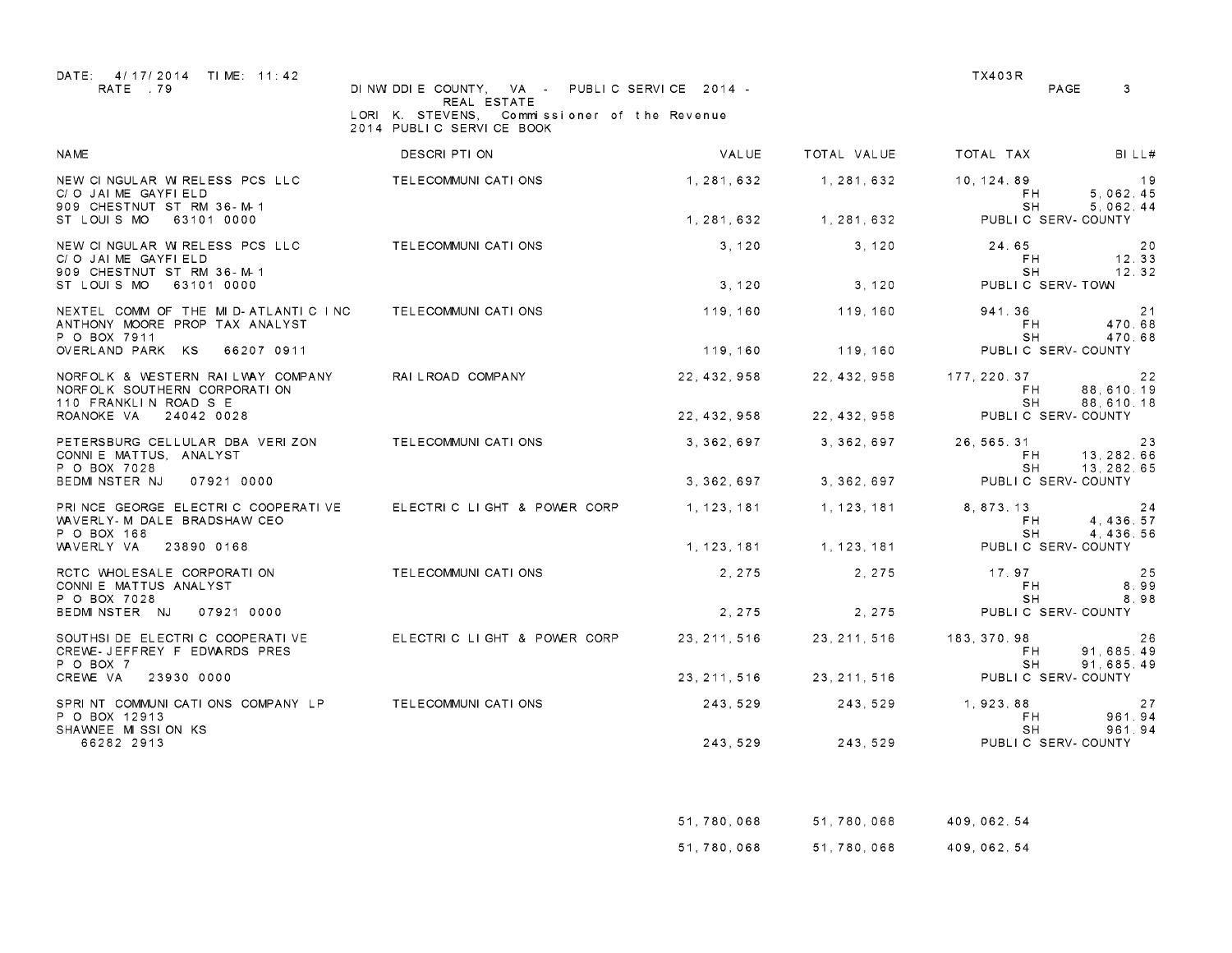DATE: 4/17/2014 TIME: 11:42
RATE .79

DINWIDDIE COUNTY, VA - PUBLIC SERVICE 2014 - REAL ESTATE
LORI K. STEVENS, Commissioner of the Revenue
2014 PUBLIC SERVICE BOOK

TX403R

| NAME | DESCRIPTION | VALUE | TOTAL VALUE | TOTAL TAX | BILL# |
|---|---|---|---|---|---|
| NEW CINGULAR WIRELESS PCS LLC<br>C/O JAIME GAYFIELD<br>909 CHESTNUT ST RM 36-M-1<br>ST LOUIS MO 63101 0000 | TELECOMMUNICATIONS | 1,281,632<br><br><br>1,281,632 | 1,281,632<br><br><br>1,281,632 | 10,124.89<br>FH 5,062.45<br>SH 5,062.44<br>PUBLIC SERV-COUNTY | 19 |
| NEW CINGULAR WIRELESS PCS LLC<br>C/O JAIME GAYFIELD<br>909 CHESTNUT ST RM 36-M-1<br>ST LOUIS MO 63101 0000 | TELECOMMUNICATIONS | 3,120<br><br><br>3,120 | 3,120<br><br><br>3,120 | 24.65<br>FH 12.33<br>SH 12.32<br>PUBLIC SERV-TOWN | 20 |
| NEXTEL COMM OF THE MID-ATLANTIC INC<br>ANTHONY MOORE PROP TAX ANALYST<br>P O BOX 7911<br>OVERLAND PARK KS 66207 0911 | TELECOMMUNICATIONS | 119,160<br><br><br>119,160 | 119,160<br><br><br>119,160 | 941.36<br>FH 470.68<br>SH 470.68<br>PUBLIC SERV-COUNTY | 21 |
| NORFOLK & WESTERN RAILWAY COMPANY<br>NORFOLK SOUTHERN CORPORATION<br>110 FRANKLIN ROAD S E<br>ROANOKE VA 24042 0028 | RAILROAD COMPANY | 22,432,958<br><br><br>22,432,958 | 22,432,958<br><br><br>22,432,958 | 177,220.37<br>FH 88,610.19<br>SH 88,610.18<br>PUBLIC SERV-COUNTY | 22 |
| PETERSBURG CELLULAR DBA VERIZON<br>CONNIE MATTUS, ANALYST<br>P O BOX 7028<br>BEDMINSTER NJ 07921 0000 | TELECOMMUNICATIONS | 3,362,697<br><br><br>3,362,697 | 3,362,697<br><br><br>3,362,697 | 26,565.31<br>FH 13,282.66<br>SH 13,282.65<br>PUBLIC SERV-COUNTY | 23 |
| PRINCE GEORGE ELECTRIC COOPERATIVE<br>WAVERLY-M DALE BRADSHAW CEO<br>P O BOX 168<br>WAVERLY VA 23890 0168 | ELECTRIC LIGHT & POWER CORP | 1,123,181<br><br><br>1,123,181 | 1,123,181<br><br><br>1,123,181 | 8,873.13<br>FH 4,436.57<br>SH 4,436.56<br>PUBLIC SERV-COUNTY | 24 |
| RCTC WHOLESALE CORPORATION<br>CONNIE MATTUS ANALYST<br>P O BOX 7028<br>BEDMINSTER NJ 07921 0000 | TELECOMMUNICATIONS | 2,275<br><br><br>2,275 | 2,275<br><br><br>2,275 | 17.97<br>FH 8.99<br>SH 8.98<br>PUBLIC SERV-COUNTY | 25 |
| SOUTHSIDE ELECTRIC COOPERATIVE<br>CREWE-JEFFREY F EDWARDS PRES<br>P O BOX 7<br>CREWE VA 23930 0000 | ELECTRIC LIGHT & POWER CORP | 23,211,516<br><br><br>23,211,516 | 23,211,516<br><br><br>23,211,516 | 183,370.98<br>FH 91,685.49<br>SH 91,685.49<br>PUBLIC SERV-COUNTY | 26 |
| SPRINT COMMUNICATIONS COMPANY LP<br>P O BOX 12913<br>SHAWNEE MISSION KS<br>66282 2913 | TELECOMMUNICATIONS | 243,529<br><br><br>243,529 | 243,529<br><br><br>243,529 | 1,923.88<br>FH 961.94<br>SH 961.94<br>PUBLIC SERV-COUNTY | 27 |
| | | 51,780,068 | 51,780,068 | 409,062.54 | |
| | | 51,780,068 | 51,780,068 | 409,062.54 | |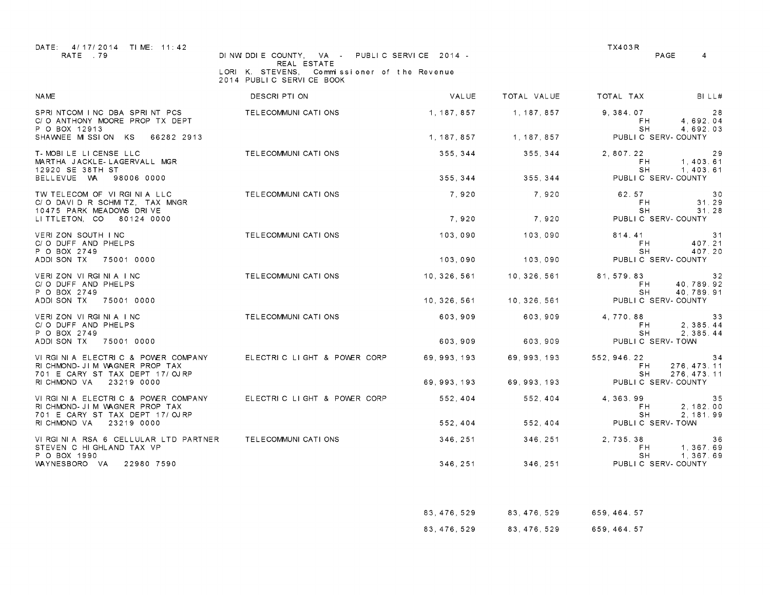DATE: 4/17/2014 TIME: 11:42
RATE .79

DINWIDDIE COUNTY, VA - PUBLIC SERVICE 2014 - REAL ESTATE
LORI K. STEVENS, Commissioner of the Revenue
2014 PUBLIC SERVICE BOOK

TX403R

| NAME | DESCRIPTION | VALUE | TOTAL VALUE | TOTAL TAX | BILL# |
|---|---|---|---|---|---|
| SPRINTCOM INC DBA SPRINT PCS | TELECOMMUNICATIONS | 1,187,857 | 1,187,857 | 9,384.07 | 28 |
| C/O ANTHONY MOORE PROP TX DEPT | | | | FH | 4,692.04 |
| P O BOX 12913 | | | | SH | 4,692.03 |
| SHAWNEE MISSION KS 66282 2913 | | 1,187,857 | 1,187,857 | PUBLIC SERV-COUNTY | |
| T-MOBILE LICENSE LLC | TELECOMMUNICATIONS | 355,344 | 355,344 | 2,807.22 | 29 |
| MARTHA JACKLE-LAGERVALL MGR | | | | FH | 1,403.61 |
| 12920 SE 38TH ST | | | | SH | 1,403.61 |
| BELLEVUE WA 98006 0000 | | 355,344 | 355,344 | PUBLIC SERV-COUNTY | |
| TW TELECOM OF VIRGINIA LLC | TELECOMMUNICATIONS | 7,920 | 7,920 | 62.57 | 30 |
| C/O DAVID R SCHMITZ, TAX MNGR | | | | FH | 31.29 |
| 10475 PARK MEADOWS DRIVE | | | | SH | 31.28 |
| LITTLETON, CO 80124 0000 | | 7,920 | 7,920 | PUBLIC SERV-COUNTY | |
| VERIZON SOUTH INC | TELECOMMUNICATIONS | 103,090 | 103,090 | 814.41 | 31 |
| C/O DUFF AND PHELPS | | | | FH | 407.21 |
| P O BOX 2749 | | | | SH | 407.20 |
| ADDISON TX 75001 0000 | | 103,090 | 103,090 | PUBLIC SERV-COUNTY | |
| VERIZON VIRGINIA INC | TELECOMMUNICATIONS | 10,326,561 | 10,326,561 | 81,579.83 | 32 |
| C/O DUFF AND PHELPS | | | | FH | 40,789.92 |
| P O BOX 2749 | | | | SH | 40,789.91 |
| ADDISON TX 75001 0000 | | 10,326,561 | 10,326,561 | PUBLIC SERV-COUNTY | |
| VERIZON VIRGINIA INC | TELECOMMUNICATIONS | 603,909 | 603,909 | 4,770.88 | 33 |
| C/O DUFF AND PHELPS | | | | FH | 2,385.44 |
| P O BOX 2749 | | | | SH | 2,385.44 |
| ADDISON TX 75001 0000 | | 603,909 | 603,909 | PUBLIC SERV-TOWN | |
| VIRGINIA ELECTRIC & POWER COMPANY | ELECTRIC LIGHT & POWER CORP | 69,993,193 | 69,993,193 | 552,946.22 | 34 |
| RICHMOND-JIM WAGNER PROP TAX | | | | FH | 276,473.11 |
| 701 E CARY ST TAX DEPT 17/OJRP | | | | SH | 276,473.11 |
| RICHMOND VA 23219 0000 | | 69,993,193 | 69,993,193 | PUBLIC SERV-COUNTY | |
| VIRGINIA ELECTRIC & POWER COMPANY | ELECTRIC LIGHT & POWER CORP | 552,404 | 552,404 | 4,363.99 | 35 |
| RICHMOND-JIM WAGNER PROP TAX | | | | FH | 2,182.00 |
| 701 E CARY ST TAX DEPT 17/OJRP | | | | SH | 2,181.99 |
| RICHMOND VA 23219 0000 | | 552,404 | 552,404 | PUBLIC SERV-TOWN | |
| VIRGINIA RSA 6 CELLULAR LTD PARTNER | TELECOMMUNICATIONS | 346,251 | 346,251 | 2,735.38 | 36 |
| STEVEN C HIGHLAND TAX VP | | | | FH | 1,367.69 |
| P O BOX 1990 | | | | SH | 1,367.69 |
| WAYNESBORO VA 22980 7590 | | 346,251 | 346,251 | PUBLIC SERV-COUNTY | |
| | | 83,476,529 | 83,476,529 | 659,464.57 | |
| | | 83,476,529 | 83,476,529 | 659,464.57 | |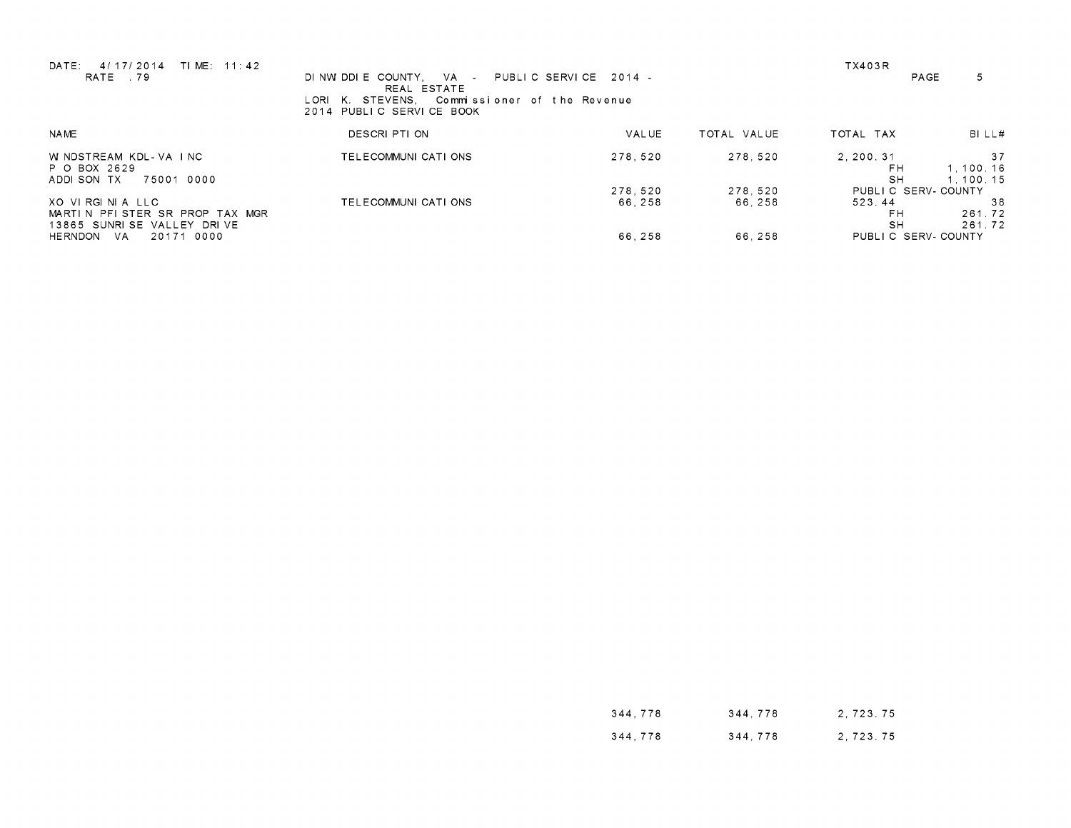DATE: 4/17/2014 TIME: 11:42 TX403R
RATE .79

DINWIDDIE COUNTY, VA - PUBLIC SERVICE 2014 - REAL ESTATE
LORI K. STEVENS, Commissioner of the Revenue
2014 PUBLIC SERVICE BOOK

| NAME | DESCRIPTION | VALUE | TOTAL VALUE | TOTAL TAX | | BILL# |
|---|---|---|---|---|---|---|
| WINDSTREAM KDL-VA INC | TELECOMMUNICATIONS | 278,520 | 278,520 | 2,200.31 | | 37 |
| P O BOX 2629 | | | | | FH | 1,100.16 |
| ADDISON TX 75001 0000 | | | | | SH | 1,100.15 |
| | | 278,520 | 278,520 | PUBLIC SERV-COUNTY | | |
| XO VIRGINIA LLC | TELECOMMUNICATIONS | 66,258 | 66,258 | 523.44 | | 38 |
| MARTIN PFISTER SR PROP TAX MGR | | | | | FH | 261.72 |
| 13865 SUNRISE VALLEY DRIVE | | | | | SH | 261.72 |
| HERNDON VA 20171 0000 | | 66,258 | 66,258 | PUBLIC SERV-COUNTY | | |
| | | 344,778 | 344,778 | 2,723.75 | | |
| | | 344,778 | 344,778 | 2,723.75 | | |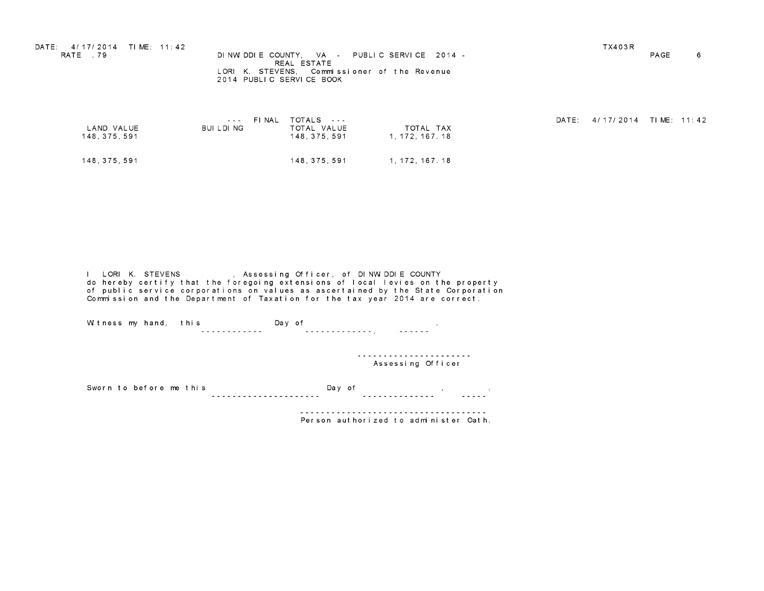DATE: 4/17/2014 TIME: 11:42 TX403R

RATE .79

DINWIDDIE COUNTY, VA - PUBLIC SERVICE 2014 - REAL ESTATE

LORI K. STEVENS, Commissioner of the Revenue

2014 PUBLIC SERVICE BOOK

--- FINAL TOTALS ---

DATE: 4/17/2014 TIME: 11:42

| LAND VALUE | BUILDING | TOTAL VALUE | TOTAL TAX |
|---|---|---|---|
| 148,375,591 | | 148,375,591 | 1,172,167.18 |
| 148,375,591 | | 148,375,591 | 1,172,167.18 |

I LORI K. STEVENS , Assessing Officer, of DINWIDDIE COUNTY do hereby certify that the foregoing extensions of local levies on the property of public service corporations on values as ascertained by the State Corporation Commission and the Department of Taxation for the tax year 2014 are correct.

Witness my hand, this ____________ Day of _____________, ______.

______________________

Assessing Officer

Sworn to before me this _____________________ Day of _____________ , _____ .

____________________________________

Person authorized to administer Oath.